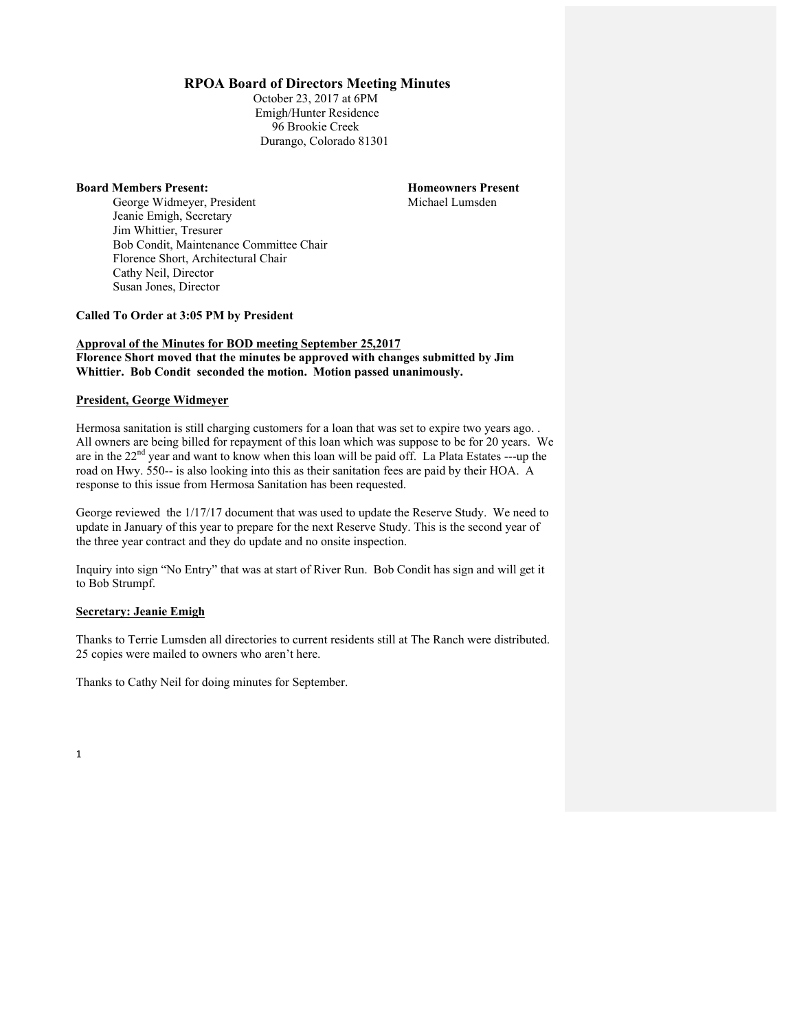# RPOA Board of Directors Meeting Minutes

October 23, 2017 at 6PM
Emigh/Hunter Residence
96 Brookie Creek
Durango, Colorado 81301

**Board Members Present:**

- George Widmeyer, President
- Jeanie Emigh, Secretary
- Jim Whittier, Tresurer
- Bob Condit, Maintenance Committee Chair
- Florence Short, Architectural Chair
- Cathy Neil, Director
- Susan Jones, Director

**Homeowners Present**

- Michael Lumsden

**Called To Order at 3:05 PM by President**

**<u>Approval of the Minutes for BOD meeting September 25,2017</u>**

**Florence Short moved that the minutes be approved with changes submitted by Jim Whittier. Bob Condit seconded the motion. Motion passed unanimously.**

**<u>President, George Widmeyer</u>**

Hermosa sanitation is still charging customers for a loan that was set to expire two years ago. . All owners are being billed for repayment of this loan which was suppose to be for 20 years. We are in the 22nd year and want to know when this loan will be paid off. La Plata Estates ---up the road on Hwy. 550-- is also looking into this as their sanitation fees are paid by their HOA. A response to this issue from Hermosa Sanitation has been requested.

George reviewed the 1/17/17 document that was used to update the Reserve Study. We need to update in January of this year to prepare for the next Reserve Study. This is the second year of the three year contract and they do update and no onsite inspection.

Inquiry into sign "No Entry" that was at start of River Run. Bob Condit has sign and will get it to Bob Strumpf.

**<u>Secretary: Jeanie Emigh</u>**

Thanks to Terrie Lumsden all directories to current residents still at The Ranch were distributed. 25 copies were mailed to owners who aren't here.

Thanks to Cathy Neil for doing minutes for September.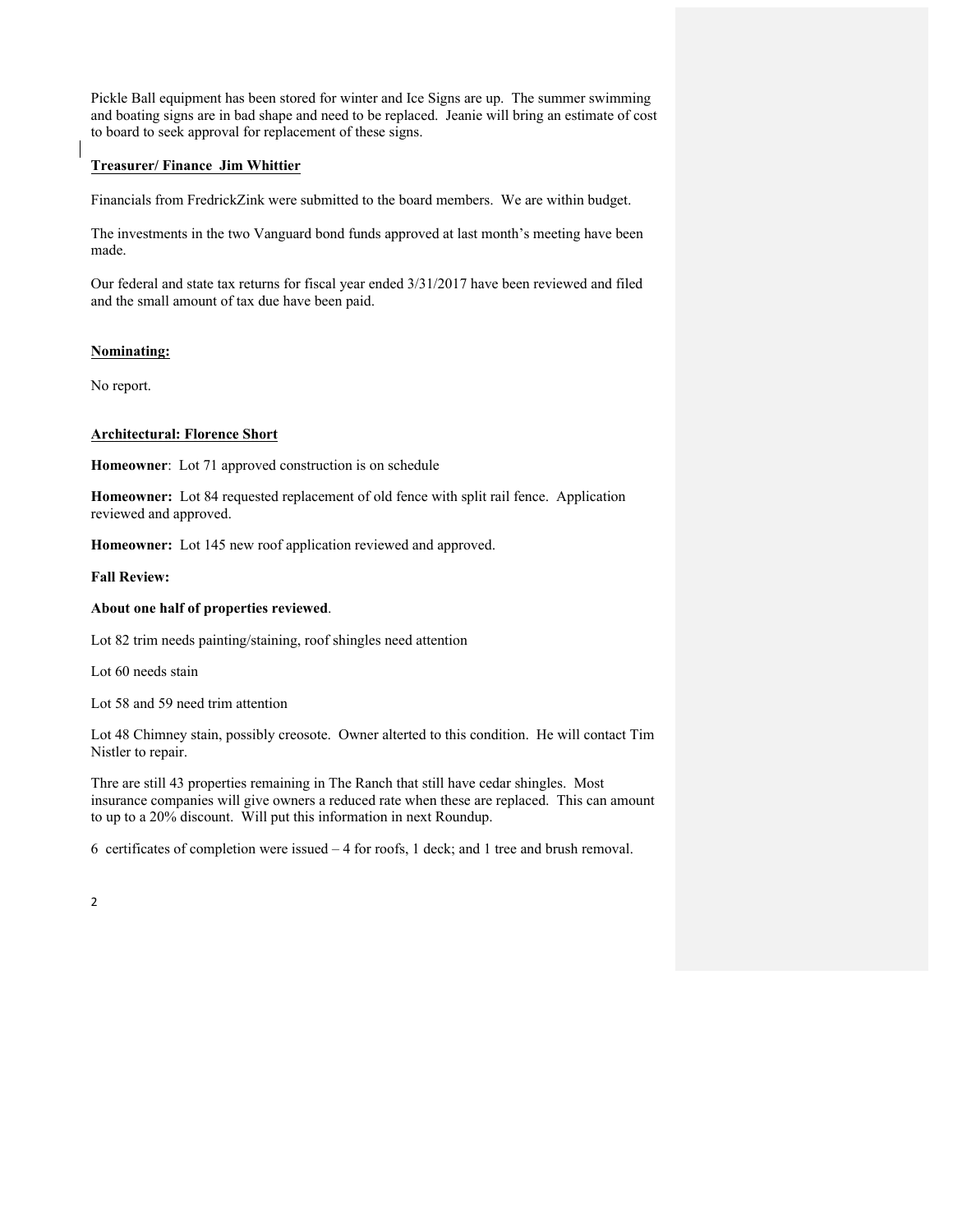Pickle Ball equipment has been stored for winter and Ice Signs are up. The summer swimming and boating signs are in bad shape and need to be replaced. Jeanie will bring an estimate of cost to board to seek approval for replacement of these signs.

**Treasurer/ Finance Jim Whittier**

Financials from FredrickZink were submitted to the board members. We are within budget.

The investments in the two Vanguard bond funds approved at last month's meeting have been made.

Our federal and state tax returns for fiscal year ended 3/31/2017 have been reviewed and filed and the small amount of tax due have been paid.

**Nominating:**

No report.

**Architectural: Florence Short**

**Homeowner**: Lot 71 approved construction is on schedule

**Homeowner:** Lot 84 requested replacement of old fence with split rail fence. Application reviewed and approved.

**Homeowner:** Lot 145 new roof application reviewed and approved.

**Fall Review:**

**About one half of properties reviewed**.

Lot 82 trim needs painting/staining, roof shingles need attention

Lot 60 needs stain

Lot 58 and 59 need trim attention

Lot 48 Chimney stain, possibly creosote. Owner alterted to this condition. He will contact Tim Nistler to repair.

Thre are still 43 properties remaining in The Ranch that still have cedar shingles. Most insurance companies will give owners a reduced rate when these are replaced. This can amount to up to a 20% discount. Will put this information in next Roundup.

6 certificates of completion were issued – 4 for roofs, 1 deck; and 1 tree and brush removal.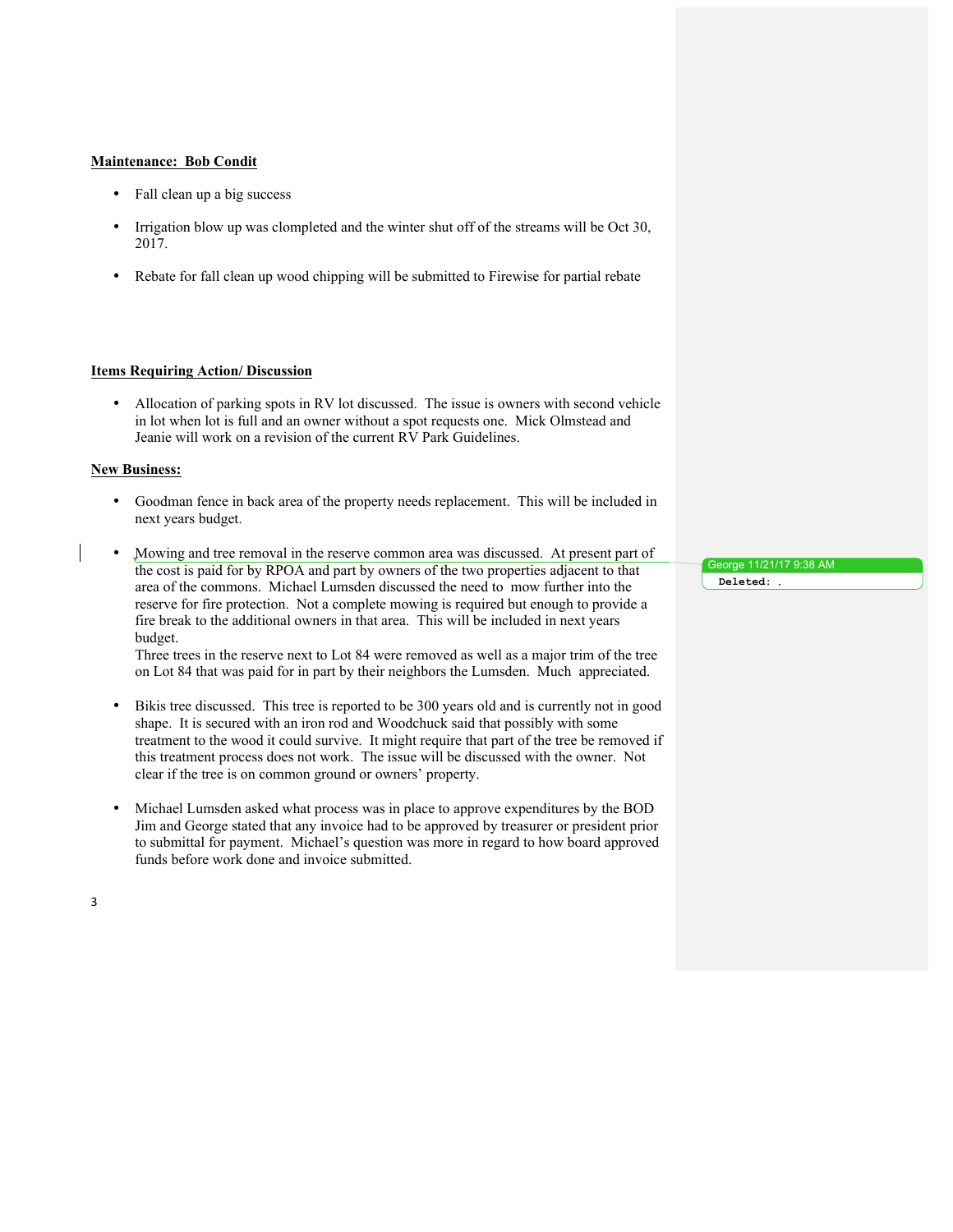**Maintenance: Bob Condit**

- Fall clean up a big success
- Irrigation blow up was clompleted and the winter shut off of the streams will be Oct 30, 2017.
- Rebate for fall clean up wood chipping will be submitted to Firewise for partial rebate

**Items Requiring Action/ Discussion**

- Allocation of parking spots in RV lot discussed. The issue is owners with second vehicle in lot when lot is full and an owner without a spot requests one. Mick Olmstead and Jeanie will work on a revision of the current RV Park Guidelines.

**New Business:**

- Goodman fence in back area of the property needs replacement. This will be included in next years budget.
- Mowing and tree removal in the reserve common area was discussed. At present part of the cost is paid for by RPOA and part by owners of the two properties adjacent to that area of the commons. Michael Lumsden discussed the need to mow further into the reserve for fire protection. Not a complete mowing is required but enough to provide a fire break to the additional owners in that area. This will be included in next years budget.
  Three trees in the reserve next to Lot 84 were removed as well as a major trim of the tree on Lot 84 that was paid for in part by their neighbors the Lumsden. Much appreciated.
- Bikis tree discussed. This tree is reported to be 300 years old and is currently not in good shape. It is secured with an iron rod and Woodchuck said that possibly with some treatment to the wood it could survive. It might require that part of the tree be removed if this treatment process does not work. The issue will be discussed with the owner. Not clear if the tree is on common ground or owners' property.
- Michael Lumsden asked what process was in place to approve expenditures by the BOD Jim and George stated that any invoice had to be approved by treasurer or president prior to submittal for payment. Michael's question was more in regard to how board approved funds before work done and invoice submitted.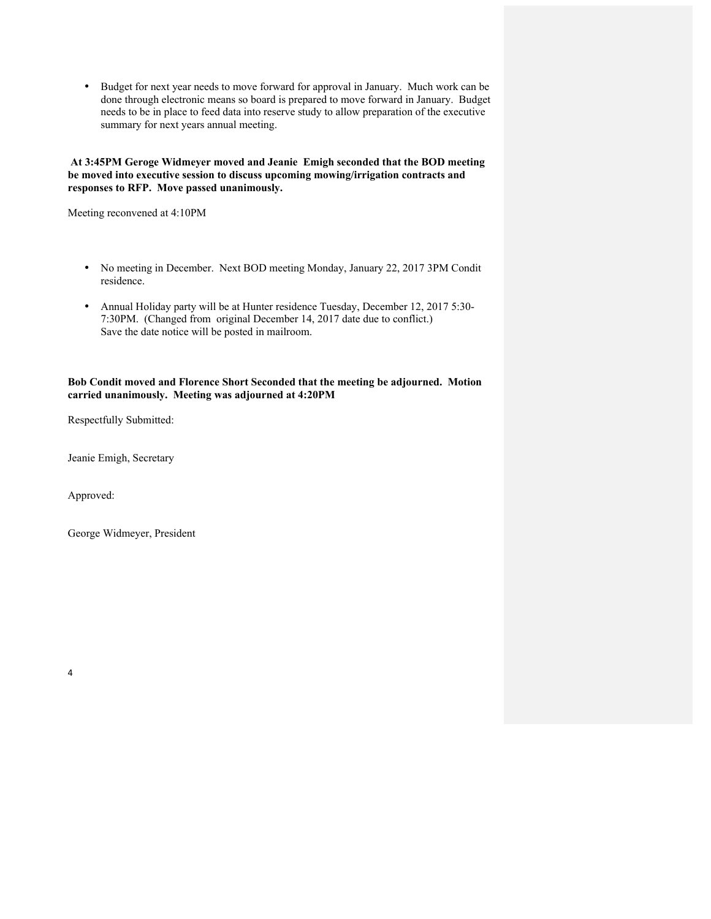- Budget for next year needs to move forward for approval in January. Much work can be done through electronic means so board is prepared to move forward in January. Budget needs to be in place to feed data into reserve study to allow preparation of the executive summary for next years annual meeting.

**At 3:45PM Geroge Widmeyer moved and Jeanie Emigh seconded that the BOD meeting be moved into executive session to discuss upcoming mowing/irrigation contracts and responses to RFP. Move passed unanimously.**

Meeting reconvened at 4:10PM

- No meeting in December. Next BOD meeting Monday, January 22, 2017 3PM Condit residence.
- Annual Holiday party will be at Hunter residence Tuesday, December 12, 2017 5:30-7:30PM. (Changed from original December 14, 2017 date due to conflict.)
  Save the date notice will be posted in mailroom.

**Bob Condit moved and Florence Short Seconded that the meeting be adjourned. Motion carried unanimously. Meeting was adjourned at 4:20PM**

Respectfully Submitted:

Jeanie Emigh, Secretary

Approved:

George Widmeyer, President